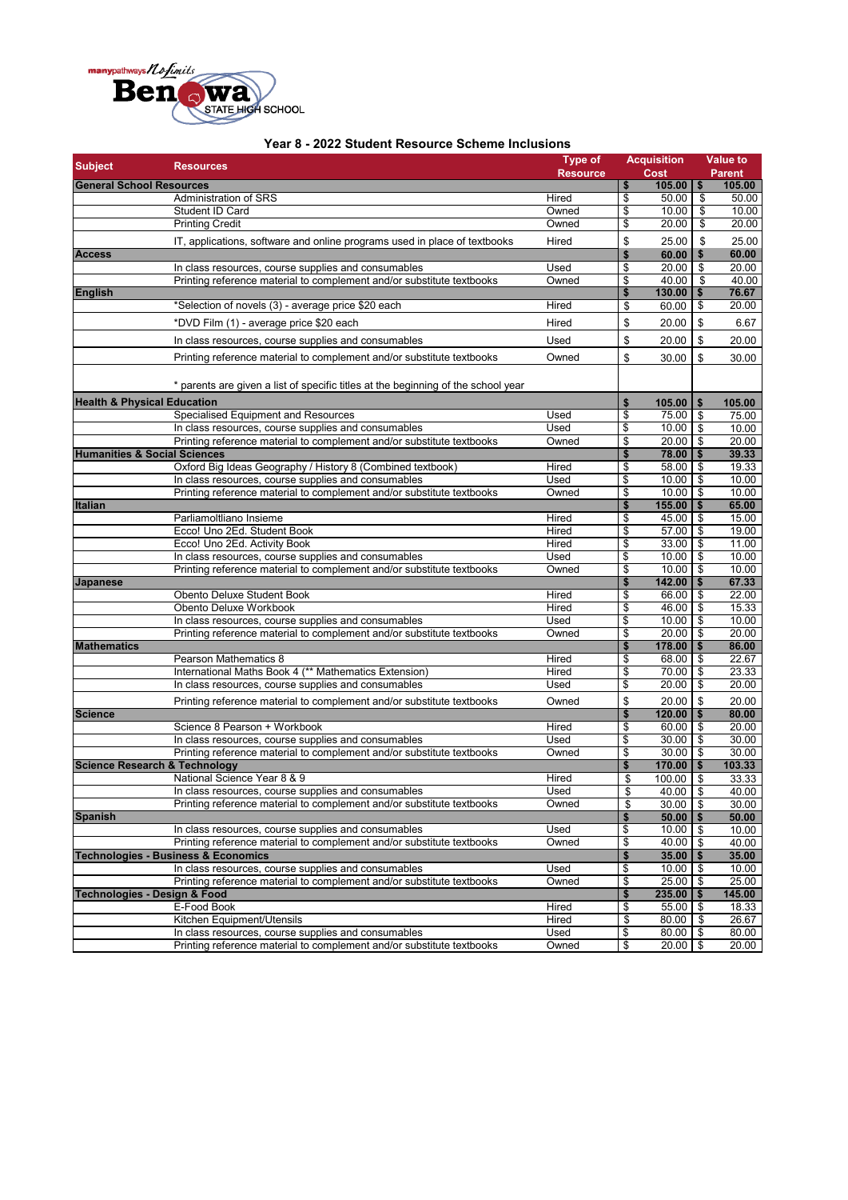manypathways No limits

Benowa STATE HIGH SCHOOL

## Year 8 - 2022 Student Resource Scheme Inclusions

| Subject | Resources | Type of Resource | Acquisition Cost | Value to Parent |
|---|---|---|---|---|
| **General School Resources** | | | **$ 105.00** | **$ 105.00** |
| | Administration of SRS | Hired | $ 50.00 | $ 50.00 |
| | Student ID Card | Owned | $ 10.00 | $ 10.00 |
| | Printing Credit | Owned | $ 20.00 | $ 20.00 |
| | IT, applications, software and online programs used in place of textbooks | Hired | $ 25.00 | $ 25.00 |
| **Access** | | | **$ 60.00** | **$ 60.00** |
| | In class resources, course supplies and consumables | Used | $ 20.00 | $ 20.00 |
| | Printing reference material to complement and/or substitute textbooks | Owned | $ 40.00 | $ 40.00 |
| **English** | | | **$ 130.00** | **$ 76.67** |
| | *Selection of novels (3) - average price $20 each | Hired | $ 60.00 | $ 20.00 |
| | *DVD Film (1) - average price $20 each | Hired | $ 20.00 | $ 6.67 |
| | In class resources, course supplies and consumables | Used | $ 20.00 | $ 20.00 |
| | Printing reference material to complement and/or substitute textbooks | Owned | $ 30.00 | $ 30.00 |
| | * parents are given a list of specific titles at the beginning of the school year | | | |
| **Health & Physical Education** | | | **$ 105.00** | **$ 105.00** |
| | Specialised Equipment and Resources | Used | $ 75.00 | $ 75.00 |
| | In class resources, course supplies and consumables | Used | $ 10.00 | $ 10.00 |
| | Printing reference material to complement and/or substitute textbooks | Owned | $ 20.00 | $ 20.00 |
| **Humanities & Social Sciences** | | | **$ 78.00** | **$ 39.33** |
| | Oxford Big Ideas Geography / History 8 (Combined textbook) | Hired | $ 58.00 | $ 19.33 |
| | In class resources, course supplies and consumables | Used | $ 10.00 | $ 10.00 |
| | Printing reference material to complement and/or substitute textbooks | Owned | $ 10.00 | $ 10.00 |
| **Italian** | | | **$ 155.00** | **$ 65.00** |
| | ParliamoItliano Insieme | Hired | $ 45.00 | $ 15.00 |
| | Ecco! Uno 2Ed. Student Book | Hired | $ 57.00 | $ 19.00 |
| | Ecco! Uno 2Ed. Activity Book | Hired | $ 33.00 | $ 11.00 |
| | In class resources, course supplies and consumables | Used | $ 10.00 | $ 10.00 |
| | Printing reference material to complement and/or substitute textbooks | Owned | $ 10.00 | $ 10.00 |
| **Japanese** | | | **$ 142.00** | **$ 67.33** |
| | Obento Deluxe Student Book | Hired | $ 66.00 | $ 22.00 |
| | Obento Deluxe Workbook | Hired | $ 46.00 | $ 15.33 |
| | In class resources, course supplies and consumables | Used | $ 10.00 | $ 10.00 |
| | Printing reference material to complement and/or substitute textbooks | Owned | $ 20.00 | $ 20.00 |
| **Mathematics** | | | **$ 178.00** | **$ 86.00** |
| | Pearson Mathematics 8 | Hired | $ 68.00 | $ 22.67 |
| | International Maths Book 4 (** Mathematics Extension) | Hired | $ 70.00 | $ 23.33 |
| | In class resources, course supplies and consumables | Used | $ 20.00 | $ 20.00 |
| | Printing reference material to complement and/or substitute textbooks | Owned | $ 20.00 | $ 20.00 |
| **Science** | | | **$ 120.00** | **$ 80.00** |
| | Science 8 Pearson + Workbook | Hired | $ 60.00 | $ 20.00 |
| | In class resources, course supplies and consumables | Used | $ 30.00 | $ 30.00 |
| | Printing reference material to complement and/or substitute textbooks | Owned | $ 30.00 | $ 30.00 |
| **Science Research & Technology** | | | **$ 170.00** | **$ 103.33** |
| | National Science Year 8 & 9 | Hired | $ 100.00 | $ 33.33 |
| | In class resources, course supplies and consumables | Used | $ 40.00 | $ 40.00 |
| | Printing reference material to complement and/or substitute textbooks | Owned | $ 30.00 | $ 30.00 |
| **Spanish** | | | **$ 50.00** | **$ 50.00** |
| | In class resources, course supplies and consumables | Used | $ 10.00 | $ 10.00 |
| | Printing reference material to complement and/or substitute textbooks | Owned | $ 40.00 | $ 40.00 |
| **Technologies - Business & Economics** | | | **$ 35.00** | **$ 35.00** |
| | In class resources, course supplies and consumables | Used | $ 10.00 | $ 10.00 |
| | Printing reference material to complement and/or substitute textbooks | Owned | $ 25.00 | $ 25.00 |
| **Technologies - Design & Food** | | | **$ 235.00** | **$ 145.00** |
| | E-Food Book | Hired | $ 55.00 | $ 18.33 |
| | Kitchen Equipment/Utensils | Hired | $ 80.00 | $ 26.67 |
| | In class resources, course supplies and consumables | Used | $ 80.00 | $ 80.00 |
| | Printing reference material to complement and/or substitute textbooks | Owned | $ 20.00 | $ 20.00 |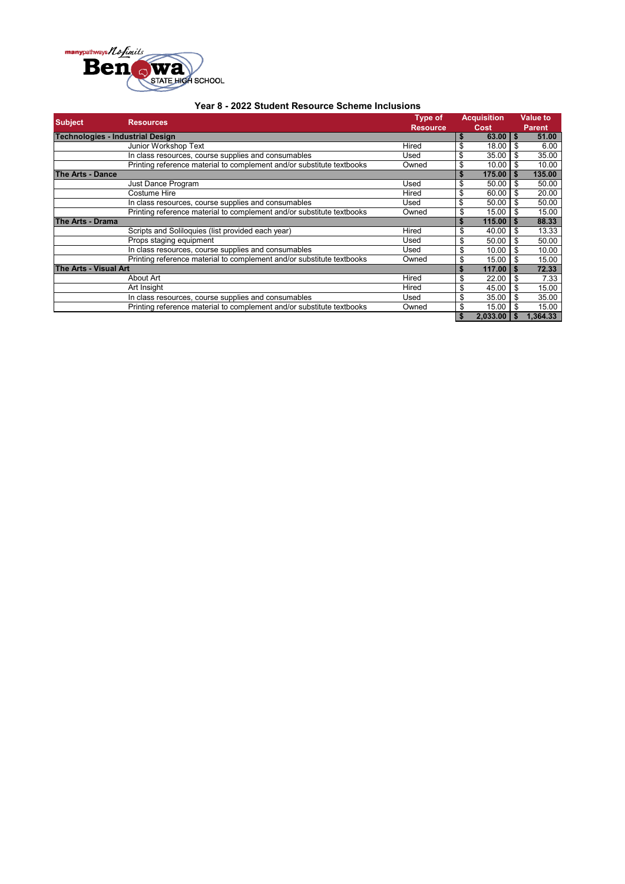manypathways No limits Benowa STATE HIGH SCHOOL

## Year 8 - 2022 Student Resource Scheme Inclusions

| Subject | Resources | Type of Resource | Acquisition Cost | Value to Parent |
|---|---|---|---|---|
| **Technologies - Industrial Design** | | | **$ 63.00** | **$ 51.00** |
| | Junior Workshop Text | Hired | $ 18.00 | $ 6.00 |
| | In class resources, course supplies and consumables | Used | $ 35.00 | $ 35.00 |
| | Printing reference material to complement and/or substitute textbooks | Owned | $ 10.00 | $ 10.00 |
| **The Arts - Dance** | | | **$ 175.00** | **$ 135.00** |
| | Just Dance Program | Used | $ 50.00 | $ 50.00 |
| | Costume Hire | Hired | $ 60.00 | $ 20.00 |
| | In class resources, course supplies and consumables | Used | $ 50.00 | $ 50.00 |
| | Printing reference material to complement and/or substitute textbooks | Owned | $ 15.00 | $ 15.00 |
| **The Arts - Drama** | | | **$ 115.00** | **$ 88.33** |
| | Scripts and Soliloquies (list provided each year) | Hired | $ 40.00 | $ 13.33 |
| | Props staging equipment | Used | $ 50.00 | $ 50.00 |
| | In class resources, course supplies and consumables | Used | $ 10.00 | $ 10.00 |
| | Printing reference material to complement and/or substitute textbooks | Owned | $ 15.00 | $ 15.00 |
| **The Arts - Visual Art** | | | **$ 117.00** | **$ 72.33** |
| | About Art | Hired | $ 22.00 | $ 7.33 |
| | Art Insight | Hired | $ 45.00 | $ 15.00 |
| | In class resources, course supplies and consumables | Used | $ 35.00 | $ 35.00 |
| | Printing reference material to complement and/or substitute textbooks | Owned | $ 15.00 | $ 15.00 |
| | | | **$ 2,033.00** | **$ 1,364.33** |